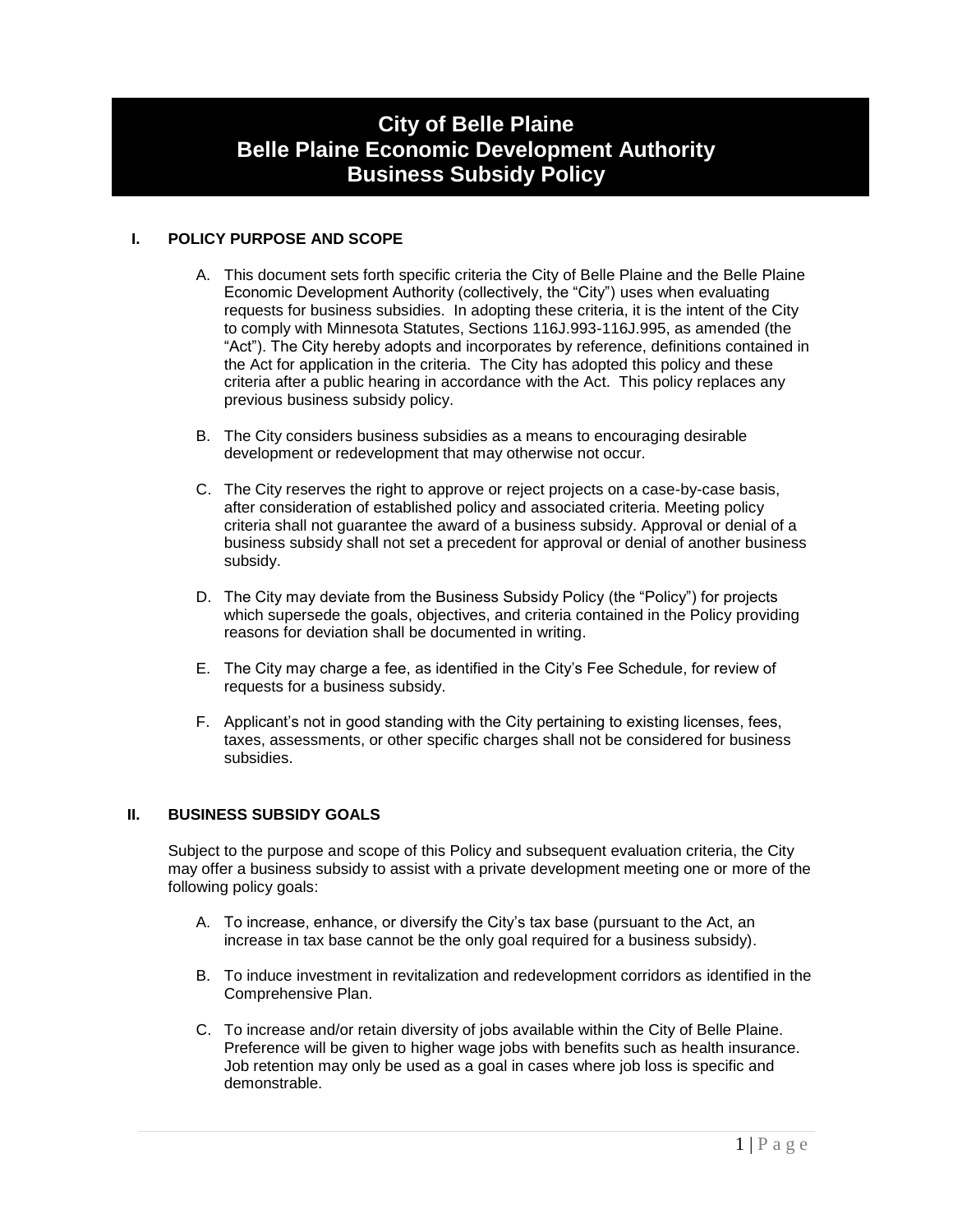# City of Belle Plaine
# Belle Plaine Economic Development Authority
# Business Subsidy Policy

## I. POLICY PURPOSE AND SCOPE

A. This document sets forth specific criteria the City of Belle Plaine and the Belle Plaine Economic Development Authority (collectively, the "City") uses when evaluating requests for business subsidies. In adopting these criteria, it is the intent of the City to comply with Minnesota Statutes, Sections 116J.993-116J.995, as amended (the "Act"). The City hereby adopts and incorporates by reference, definitions contained in the Act for application in the criteria. The City has adopted this policy and these criteria after a public hearing in accordance with the Act. This policy replaces any previous business subsidy policy.

B. The City considers business subsidies as a means to encouraging desirable development or redevelopment that may otherwise not occur.

C. The City reserves the right to approve or reject projects on a case-by-case basis, after consideration of established policy and associated criteria. Meeting policy criteria shall not guarantee the award of a business subsidy. Approval or denial of a business subsidy shall not set a precedent for approval or denial of another business subsidy.

D. The City may deviate from the Business Subsidy Policy (the "Policy") for projects which supersede the goals, objectives, and criteria contained in the Policy providing reasons for deviation shall be documented in writing.

E. The City may charge a fee, as identified in the City's Fee Schedule, for review of requests for a business subsidy.

F. Applicant's not in good standing with the City pertaining to existing licenses, fees, taxes, assessments, or other specific charges shall not be considered for business subsidies.

## II. BUSINESS SUBSIDY GOALS

Subject to the purpose and scope of this Policy and subsequent evaluation criteria, the City may offer a business subsidy to assist with a private development meeting one or more of the following policy goals:

A. To increase, enhance, or diversify the City's tax base (pursuant to the Act, an increase in tax base cannot be the only goal required for a business subsidy).

B. To induce investment in revitalization and redevelopment corridors as identified in the Comprehensive Plan.

C. To increase and/or retain diversity of jobs available within the City of Belle Plaine. Preference will be given to higher wage jobs with benefits such as health insurance. Job retention may only be used as a goal in cases where job loss is specific and demonstrable.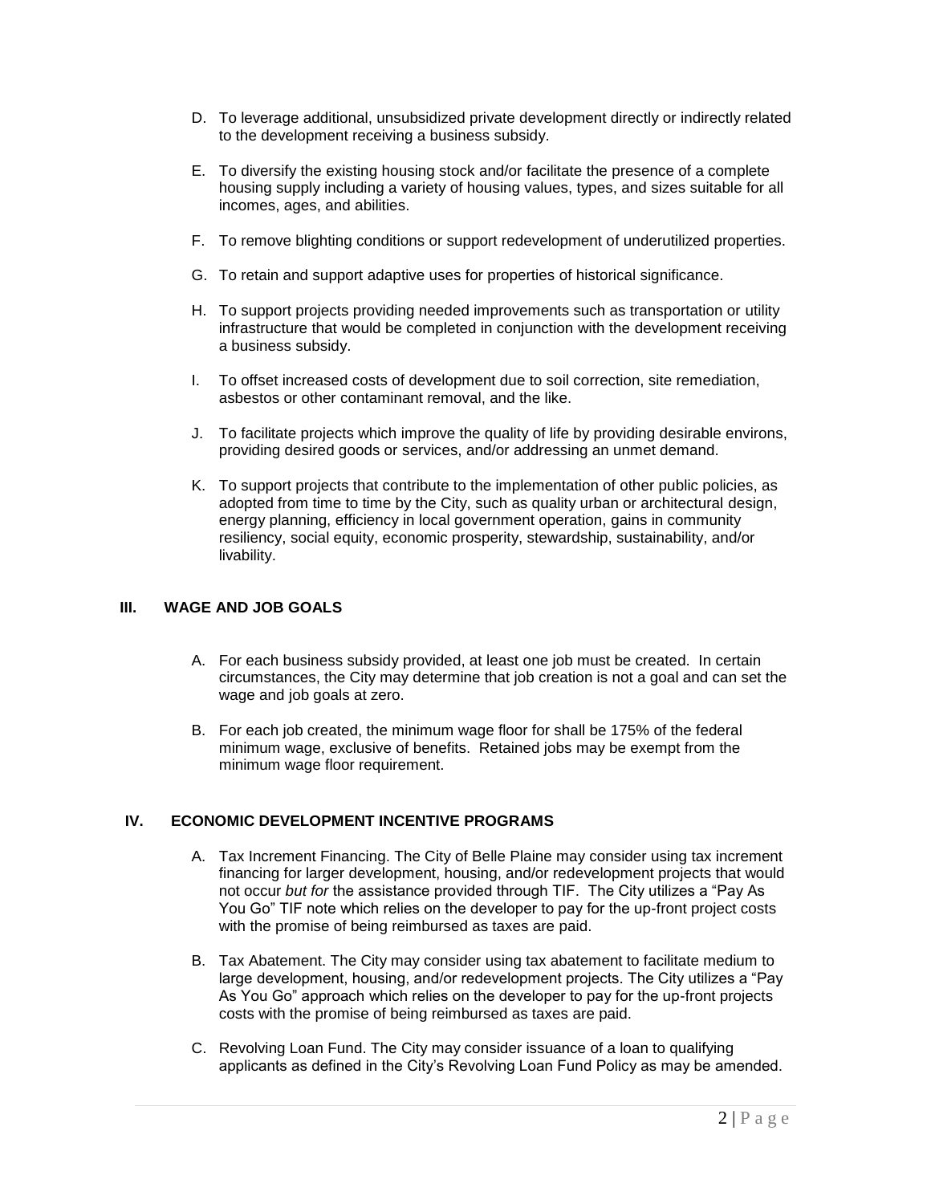D. To leverage additional, unsubsidized private development directly or indirectly related to the development receiving a business subsidy.

E. To diversify the existing housing stock and/or facilitate the presence of a complete housing supply including a variety of housing values, types, and sizes suitable for all incomes, ages, and abilities.

F. To remove blighting conditions or support redevelopment of underutilized properties.

G. To retain and support adaptive uses for properties of historical significance.

H. To support projects providing needed improvements such as transportation or utility infrastructure that would be completed in conjunction with the development receiving a business subsidy.

I. To offset increased costs of development due to soil correction, site remediation, asbestos or other contaminant removal, and the like.

J. To facilitate projects which improve the quality of life by providing desirable environs, providing desired goods or services, and/or addressing an unmet demand.

K. To support projects that contribute to the implementation of other public policies, as adopted from time to time by the City, such as quality urban or architectural design, energy planning, efficiency in local government operation, gains in community resiliency, social equity, economic prosperity, stewardship, sustainability, and/or livability.

## III. WAGE AND JOB GOALS

A. For each business subsidy provided, at least one job must be created. In certain circumstances, the City may determine that job creation is not a goal and can set the wage and job goals at zero.

B. For each job created, the minimum wage floor for shall be 175% of the federal minimum wage, exclusive of benefits. Retained jobs may be exempt from the minimum wage floor requirement.

## IV. ECONOMIC DEVELOPMENT INCENTIVE PROGRAMS

A. Tax Increment Financing. The City of Belle Plaine may consider using tax increment financing for larger development, housing, and/or redevelopment projects that would not occur *but for* the assistance provided through TIF. The City utilizes a "Pay As You Go" TIF note which relies on the developer to pay for the up-front project costs with the promise of being reimbursed as taxes are paid.

B. Tax Abatement. The City may consider using tax abatement to facilitate medium to large development, housing, and/or redevelopment projects. The City utilizes a "Pay As You Go" approach which relies on the developer to pay for the up-front projects costs with the promise of being reimbursed as taxes are paid.

C. Revolving Loan Fund. The City may consider issuance of a loan to qualifying applicants as defined in the City's Revolving Loan Fund Policy as may be amended.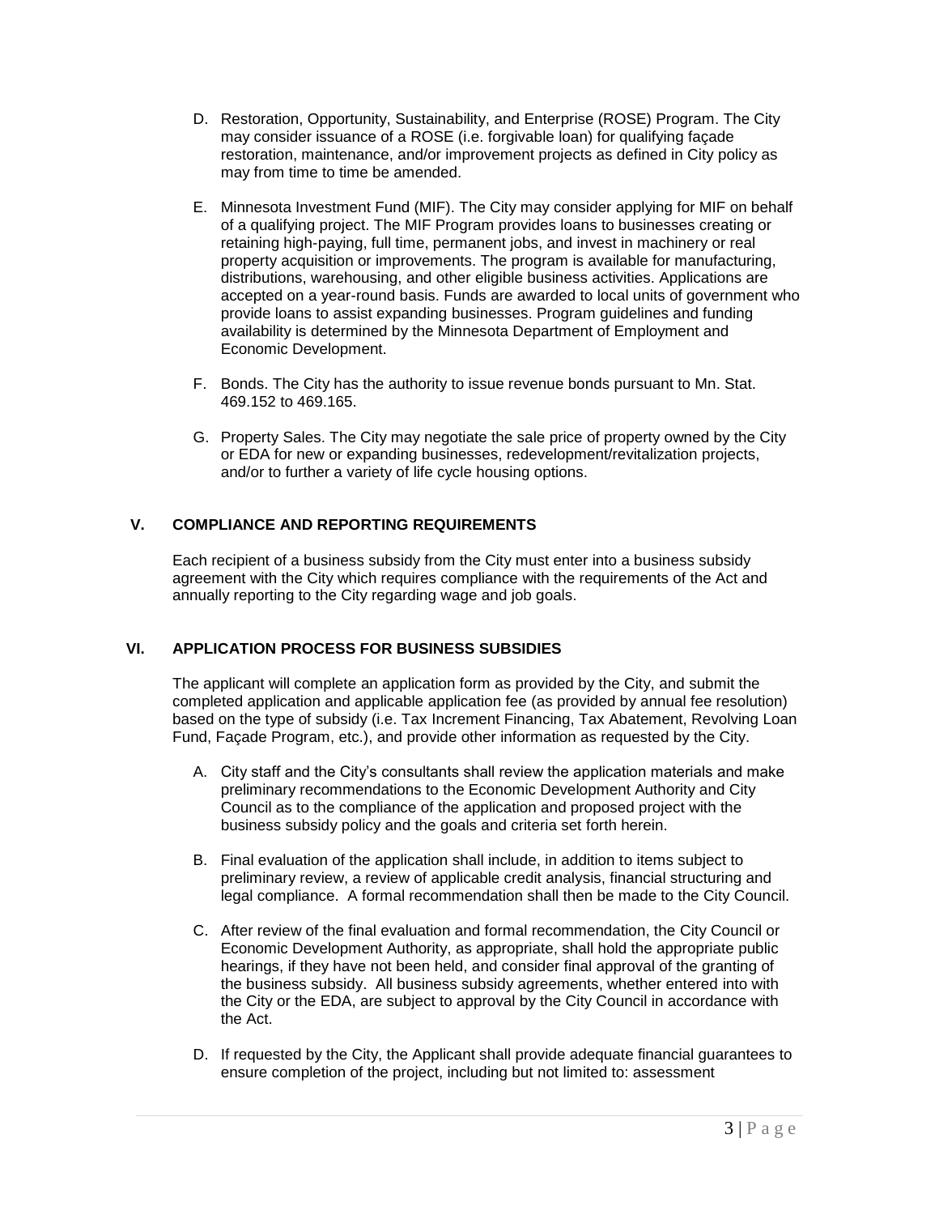D. Restoration, Opportunity, Sustainability, and Enterprise (ROSE) Program. The City may consider issuance of a ROSE (i.e. forgivable loan) for qualifying façade restoration, maintenance, and/or improvement projects as defined in City policy as may from time to time be amended.

E. Minnesota Investment Fund (MIF). The City may consider applying for MIF on behalf of a qualifying project. The MIF Program provides loans to businesses creating or retaining high-paying, full time, permanent jobs, and invest in machinery or real property acquisition or improvements. The program is available for manufacturing, distributions, warehousing, and other eligible business activities. Applications are accepted on a year-round basis. Funds are awarded to local units of government who provide loans to assist expanding businesses. Program guidelines and funding availability is determined by the Minnesota Department of Employment and Economic Development.

F. Bonds. The City has the authority to issue revenue bonds pursuant to Mn. Stat. 469.152 to 469.165.

G. Property Sales. The City may negotiate the sale price of property owned by the City or EDA for new or expanding businesses, redevelopment/revitalization projects, and/or to further a variety of life cycle housing options.

## V. COMPLIANCE AND REPORTING REQUIREMENTS

Each recipient of a business subsidy from the City must enter into a business subsidy agreement with the City which requires compliance with the requirements of the Act and annually reporting to the City regarding wage and job goals.

## VI. APPLICATION PROCESS FOR BUSINESS SUBSIDIES

The applicant will complete an application form as provided by the City, and submit the completed application and applicable application fee (as provided by annual fee resolution) based on the type of subsidy (i.e. Tax Increment Financing, Tax Abatement, Revolving Loan Fund, Façade Program, etc.), and provide other information as requested by the City.

A. City staff and the City's consultants shall review the application materials and make preliminary recommendations to the Economic Development Authority and City Council as to the compliance of the application and proposed project with the business subsidy policy and the goals and criteria set forth herein.

B. Final evaluation of the application shall include, in addition to items subject to preliminary review, a review of applicable credit analysis, financial structuring and legal compliance. A formal recommendation shall then be made to the City Council.

C. After review of the final evaluation and formal recommendation, the City Council or Economic Development Authority, as appropriate, shall hold the appropriate public hearings, if they have not been held, and consider final approval of the granting of the business subsidy. All business subsidy agreements, whether entered into with the City or the EDA, are subject to approval by the City Council in accordance with the Act.

D. If requested by the City, the Applicant shall provide adequate financial guarantees to ensure completion of the project, including but not limited to: assessment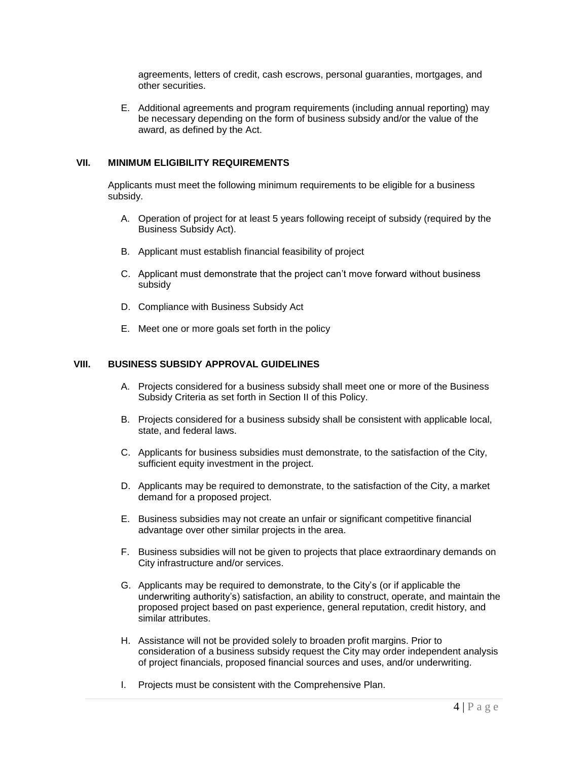agreements, letters of credit, cash escrows, personal guaranties, mortgages, and other securities.

E. Additional agreements and program requirements (including annual reporting) may be necessary depending on the form of business subsidy and/or the value of the award, as defined by the Act.

## VII. MINIMUM ELIGIBILITY REQUIREMENTS

Applicants must meet the following minimum requirements to be eligible for a business subsidy.

A. Operation of project for at least 5 years following receipt of subsidy (required by the Business Subsidy Act).

B. Applicant must establish financial feasibility of project

C. Applicant must demonstrate that the project can't move forward without business subsidy

D. Compliance with Business Subsidy Act

E. Meet one or more goals set forth in the policy

## VIII. BUSINESS SUBSIDY APPROVAL GUIDELINES

A. Projects considered for a business subsidy shall meet one or more of the Business Subsidy Criteria as set forth in Section II of this Policy.

B. Projects considered for a business subsidy shall be consistent with applicable local, state, and federal laws.

C. Applicants for business subsidies must demonstrate, to the satisfaction of the City, sufficient equity investment in the project.

D. Applicants may be required to demonstrate, to the satisfaction of the City, a market demand for a proposed project.

E. Business subsidies may not create an unfair or significant competitive financial advantage over other similar projects in the area.

F. Business subsidies will not be given to projects that place extraordinary demands on City infrastructure and/or services.

G. Applicants may be required to demonstrate, to the City's (or if applicable the underwriting authority's) satisfaction, an ability to construct, operate, and maintain the proposed project based on past experience, general reputation, credit history, and similar attributes.

H. Assistance will not be provided solely to broaden profit margins. Prior to consideration of a business subsidy request the City may order independent analysis of project financials, proposed financial sources and uses, and/or underwriting.

I. Projects must be consistent with the Comprehensive Plan.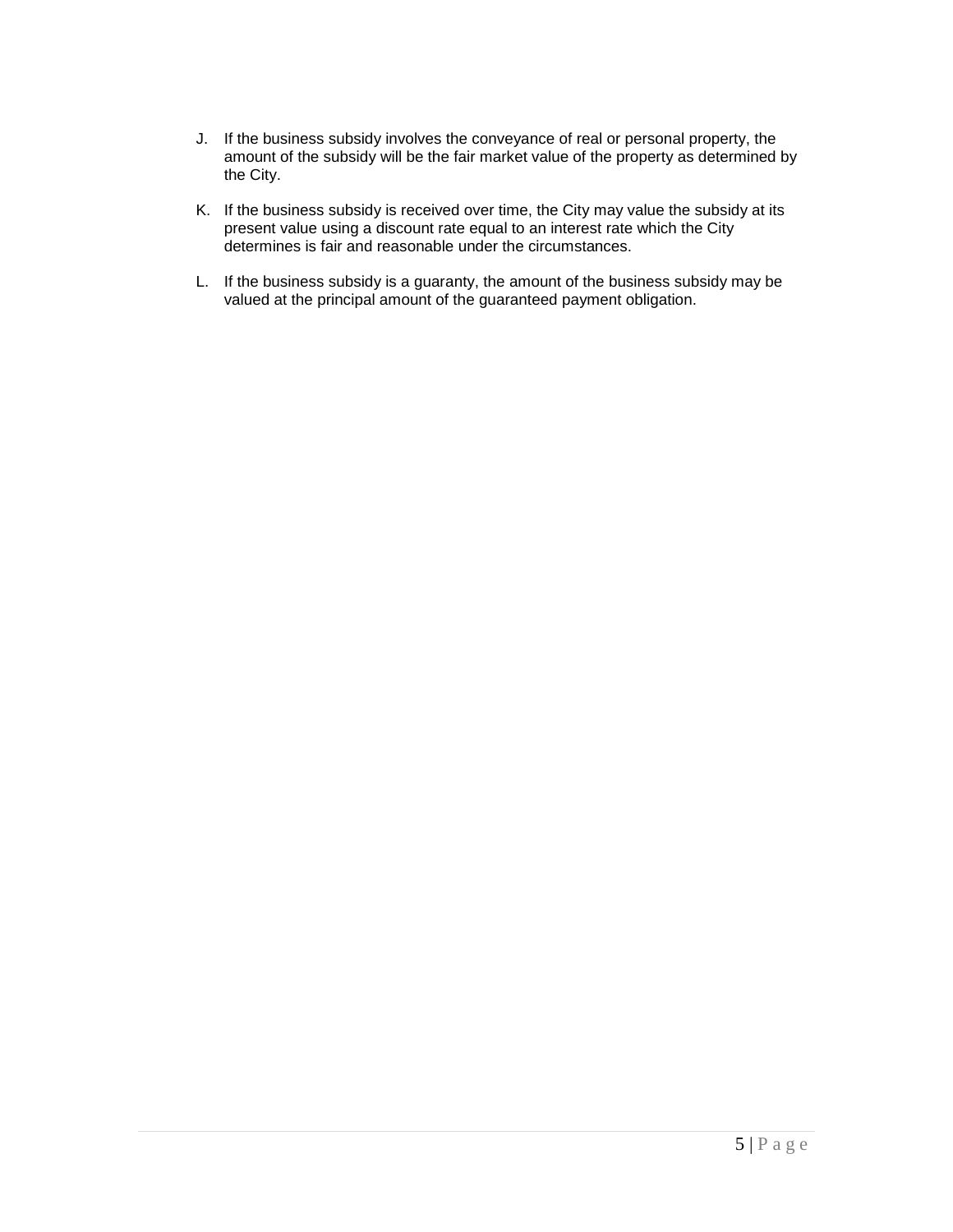J. If the business subsidy involves the conveyance of real or personal property, the amount of the subsidy will be the fair market value of the property as determined by the City.

K. If the business subsidy is received over time, the City may value the subsidy at its present value using a discount rate equal to an interest rate which the City determines is fair and reasonable under the circumstances.

L. If the business subsidy is a guaranty, the amount of the business subsidy may be valued at the principal amount of the guaranteed payment obligation.